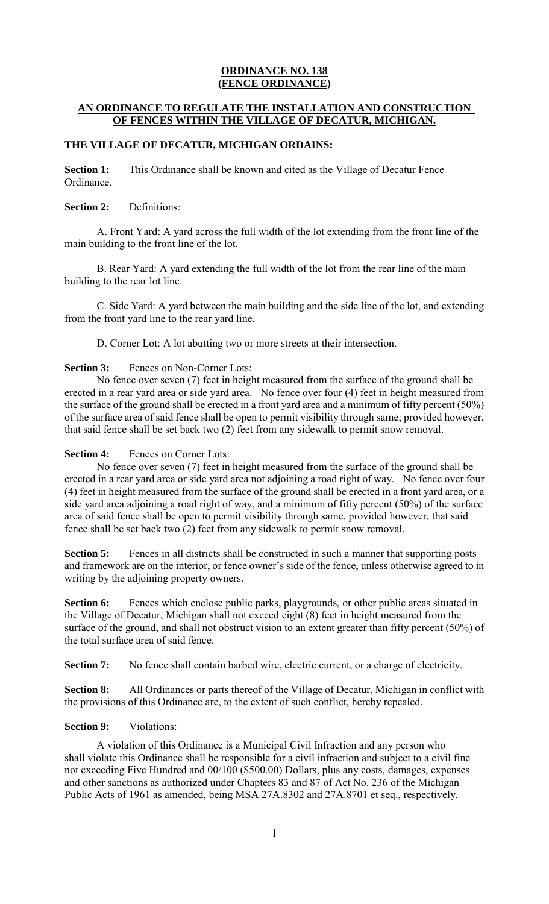# ORDINANCE NO. 138
# (FENCE ORDINANCE)

## AN ORDINANCE TO REGULATE THE INSTALLATION AND CONSTRUCTION OF FENCES WITHIN THE VILLAGE OF DECATUR, MICHIGAN.

**THE VILLAGE OF DECATUR, MICHIGAN ORDAINS:**

**Section 1:** This Ordinance shall be known and cited as the Village of Decatur Fence Ordinance.

**Section 2:** Definitions:

A. Front Yard: A yard across the full width of the lot extending from the front line of the main building to the front line of the lot.

B. Rear Yard: A yard extending the full width of the lot from the rear line of the main building to the rear lot line.

C. Side Yard: A yard between the main building and the side line of the lot, and extending from the front yard line to the rear yard line.

D. Corner Lot: A lot abutting two or more streets at their intersection.

**Section 3:** Fences on Non-Corner Lots:

No fence over seven (7) feet in height measured from the surface of the ground shall be erected in a rear yard area or side yard area. No fence over four (4) feet in height measured from the surface of the ground shall be erected in a front yard area and a minimum of fifty percent (50%) of the surface area of said fence shall be open to permit visibility through same; provided however, that said fence shall be set back two (2) feet from any sidewalk to permit snow removal.

**Section 4:** Fences on Corner Lots:

No fence over seven (7) feet in height measured from the surface of the ground shall be erected in a rear yard area or side yard area not adjoining a road right of way. No fence over four (4) feet in height measured from the surface of the ground shall be erected in a front yard area, or a side yard area adjoining a road right of way, and a minimum of fifty percent (50%) of the surface area of said fence shall be open to permit visibility through same, provided however, that said fence shall be set back two (2) feet from any sidewalk to permit snow removal.

**Section 5:** Fences in all districts shall be constructed in such a manner that supporting posts and framework are on the interior, or fence owner's side of the fence, unless otherwise agreed to in writing by the adjoining property owners.

**Section 6:** Fences which enclose public parks, playgrounds, or other public areas situated in the Village of Decatur, Michigan shall not exceed eight (8) feet in height measured from the surface of the ground, and shall not obstruct vision to an extent greater than fifty percent (50%) of the total surface area of said fence.

**Section 7:** No fence shall contain barbed wire, electric current, or a charge of electricity.

**Section 8:** All Ordinances or parts thereof of the Village of Decatur, Michigan in conflict with the provisions of this Ordinance are, to the extent of such conflict, hereby repealed.

**Section 9:** Violations:

A violation of this Ordinance is a Municipal Civil Infraction and any person who shall violate this Ordinance shall be responsible for a civil infraction and subject to a civil fine not exceeding Five Hundred and 00/100 ($500.00) Dollars, plus any costs, damages, expenses and other sanctions as authorized under Chapters 83 and 87 of Act No. 236 of the Michigan Public Acts of 1961 as amended, being MSA 27A.8302 and 27A.8701 et seq., respectively.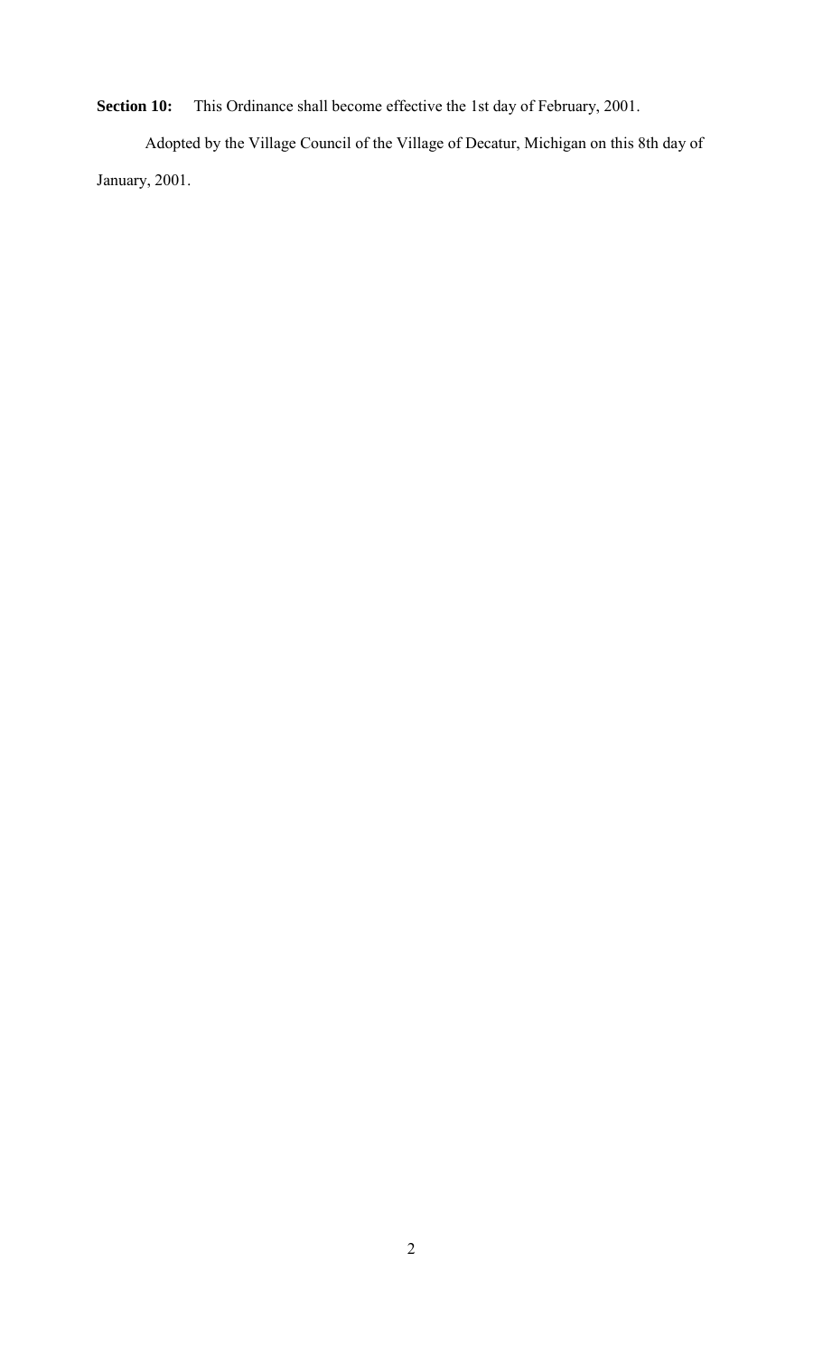**Section 10:** This Ordinance shall become effective the 1st day of February, 2001.

Adopted by the Village Council of the Village of Decatur, Michigan on this 8th day of January, 2001.